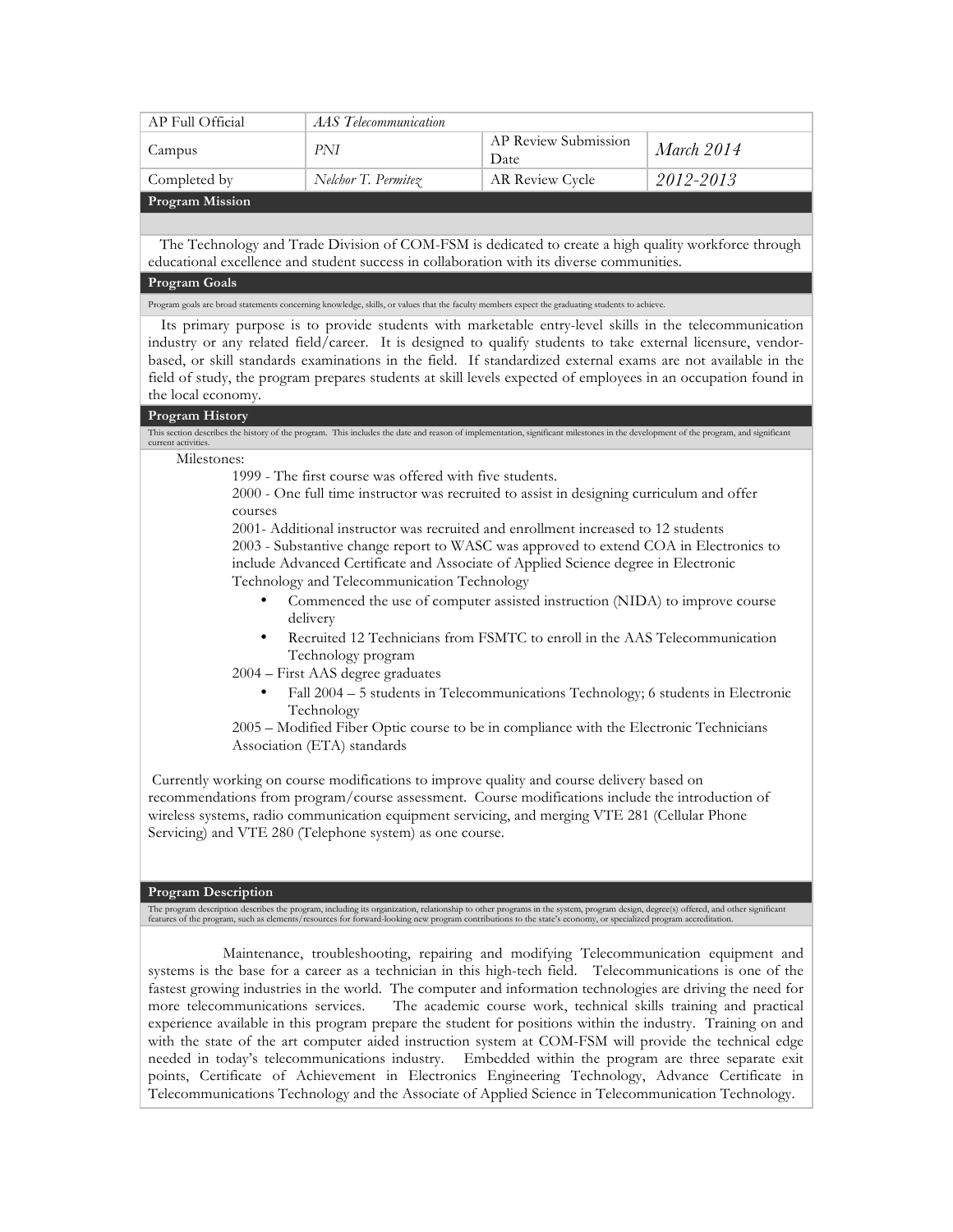| AP Full Official | *AAS Telecommunication* | | |
|---|---|---|---|
| Campus | *PNI* | AP Review Submission Date | *March 2014* |
| Completed by | *Nelchor T. Permitez* | AR Review Cycle | *2012-2013* |

## Program Mission

The Technology and Trade Division of COM-FSM is dedicated to create a high quality workforce through educational excellence and student success in collaboration with its diverse communities.

## Program Goals

Program goals are broad statements concerning knowledge, skills, or values that the faculty members expect the graduating students to achieve.

Its primary purpose is to provide students with marketable entry-level skills in the telecommunication industry or any related field/career. It is designed to qualify students to take external licensure, vendor-based, or skill standards examinations in the field. If standardized external exams are not available in the field of study, the program prepares students at skill levels expected of employees in an occupation found in the local economy.

## Program History

This section describes the history of the program. This includes the date and reason of implementation, significant milestones in the development of the program, and significant current activities.

Milestones:

1999 - The first course was offered with five students.

2000 - One full time instructor was recruited to assist in designing curriculum and offer courses

2001- Additional instructor was recruited and enrollment increased to 12 students

2003 - Substantive change report to WASC was approved to extend COA in Electronics to include Advanced Certificate and Associate of Applied Science degree in Electronic Technology and Telecommunication Technology

- Commenced the use of computer assisted instruction (NIDA) to improve course delivery
- Recruited 12 Technicians from FSMTC to enroll in the AAS Telecommunication Technology program

2004 – First AAS degree graduates

- Fall 2004 – 5 students in Telecommunications Technology; 6 students in Electronic Technology

2005 – Modified Fiber Optic course to be in compliance with the Electronic Technicians Association (ETA) standards

Currently working on course modifications to improve quality and course delivery based on recommendations from program/course assessment. Course modifications include the introduction of wireless systems, radio communication equipment servicing, and merging VTE 281 (Cellular Phone Servicing) and VTE 280 (Telephone system) as one course.

## Program Description

The program description describes the program, including its organization, relationship to other programs in the system, program design, degree(s) offered, and other significant features of the program, such as elements/resources for forward-looking new program contributions to the state's economy, or specialized program accreditation.

Maintenance, troubleshooting, repairing and modifying Telecommunication equipment and systems is the base for a career as a technician in this high-tech field. Telecommunications is one of the fastest growing industries in the world. The computer and information technologies are driving the need for more telecommunications services. The academic course work, technical skills training and practical experience available in this program prepare the student for positions within the industry. Training on and with the state of the art computer aided instruction system at COM-FSM will provide the technical edge needed in today's telecommunications industry. Embedded within the program are three separate exit points, Certificate of Achievement in Electronics Engineering Technology, Advance Certificate in Telecommunications Technology and the Associate of Applied Science in Telecommunication Technology.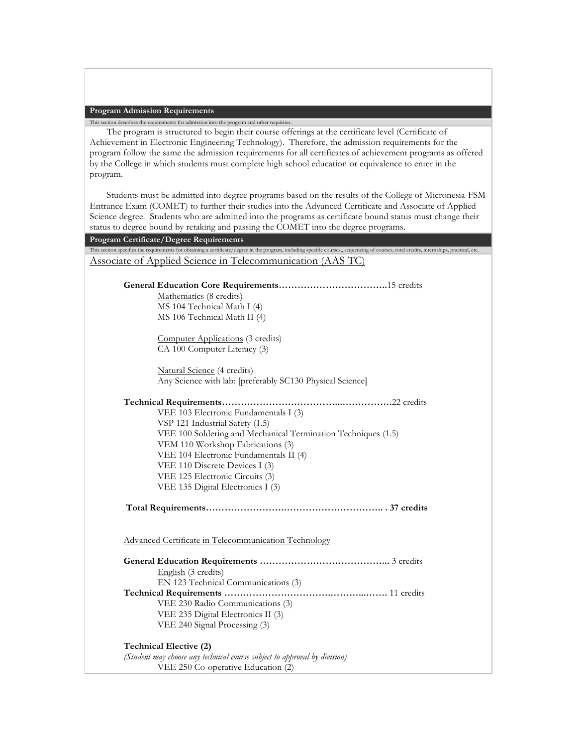## Program Admission Requirements

This section describes the requirements for admission into the program and other requisites.

The program is structured to begin their course offerings at the certificate level (Certificate of Achievement in Electronic Engineering Technology). Therefore, the admission requirements for the program follow the same the admission requirements for all certificates of achievement programs as offered by the College in which students must complete high school education or equivalence to enter in the program.

Students must be admitted into degree programs based on the results of the College of Micronesia-FSM Entrance Exam (COMET) to further their studies into the Advanced Certificate and Associate of Applied Science degree. Students who are admitted into the programs as certificate bound status must change their status to degree bound by retaking and passing the COMET into the degree programs.

## Program Certificate/Degree Requirements

This section specifies the requirements for obtaining a certificate/degree in the program, including specific courses,, sequencing of courses, total credits, internships, practical, etc.

### Associate of Applied Science in Telecommunication (AAS TC)

**General Education Core Requirements……………………………..**15 credits

Mathematics (8 credits)
MS 104 Technical Math I (4)
MS 106 Technical Math II (4)

Computer Applications (3 credits)
CA 100 Computer Literacy (3)

Natural Science (4 credits)
Any Science with lab: [preferably SC130 Physical Science]

**Technical Requirements……………………………...……………**22 credits

VEE 103 Electronic Fundamentals I (3)
VSP 121 Industrial Safety (1.5)
VEE 100 Soldering and Mechanical Termination Techniques (1.5)
VEM 110 Workshop Fabrications (3)
VEE 104 Electronic Fundamentals II (4)
VEE 110 Discrete Devices I (3)
VEE 125 Electronic Circuits (3)
VEE 135 Digital Electronics I (3)

**Total Requirements…………………….………………………….. . 37 credits**

### Advanced Certificate in Telecommunication Technology

**General Education Requirements …………………………………...** 3 credits

English (3 credits)
EN 123 Technical Communications (3)

**Technical Requirements ……………………………….……...…….** 11 credits

VEE 230 Radio Communications (3)
VEE 235 Digital Electronics II (3)
VEE 240 Signal Processing (3)

**Technical Elective (2)**

*(Student may choose any technical course subject to approval by division)*

VEE 250 Co-operative Education (2)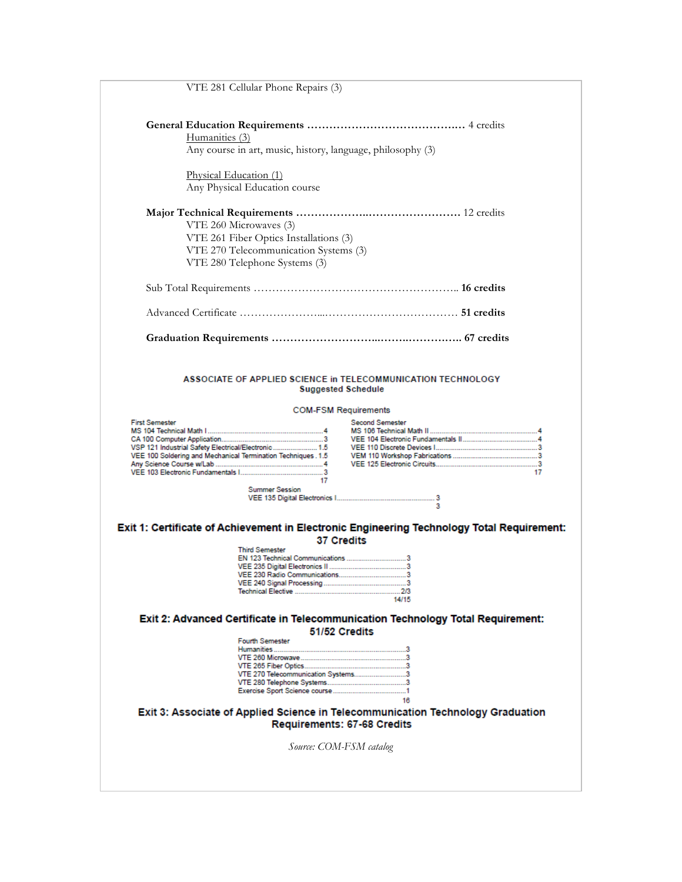VTE 281 Cellular Phone Repairs (3)

**General Education Requirements …………………………………….** 4 credits

Humanities (3)

Any course in art, music, history, language, philosophy (3)

Physical Education (1)

Any Physical Education course

**Major Technical Requirements ………………..……………………** 12 credits

VTE 260 Microwaves (3)
VTE 261 Fiber Optics Installations (3)
VTE 270 Telecommunication Systems (3)
VTE 280 Telephone Systems (3)

Sub Total Requirements ……………………………………………….. **16 credits**

Advanced Certificate …………………...……………………………… **51 credits**

**Graduation Requirements ………………………..…….…………….. 67 credits**

## ASSOCIATE OF APPLIED SCIENCE in TELECOMMUNICATION TECHNOLOGY

**Suggested Schedule**

COM-FSM Requirements

| First Semester | | Second Semester | |
|---|---|---|---|
| MS 104 Technical Math I | 4 | MS 106 Technical Math II | 4 |
| CA 100 Computer Application | 3 | VEE 104 Electronic Fundamentals II | 4 |
| VSP 121 Industrial Safety Electrical/Electronic | 1.5 | VEE 110 Discrete Devices I | 3 |
| VEE 100 Soldering and Mechanical Termination Techniques | 1.5 | VEM 110 Workshop Fabrications | 3 |
| Any Science Course w/Lab | 4 | VEE 125 Electronic Circuits | 3 |
| VEE 103 Electronic Fundamentals I | 3 | | 17 |
| | 17 | | |

| Summer Session | |
|---|---|
| VEE 135 Digital Electronics I | 3 |
| | 3 |

**Exit 1: Certificate of Achievement in Electronic Engineering Technology Total Requirement: 37 Credits**

| Third Semester | |
|---|---|
| EN 123 Technical Communications | 3 |
| VEE 235 Digital Electronics II | 3 |
| VEE 230 Radio Communications | 3 |
| VEE 240 Signal Processing | 3 |
| Technical Elective | 2/3 |
| | 14/15 |

**Exit 2: Advanced Certificate in Telecommunication Technology Total Requirement: 51/52 Credits**

| Fourth Semester | |
|---|---|
| Humanities | 3 |
| VTE 260 Microwave | 3 |
| VTE 265 Fiber Optics | 3 |
| VTE 270 Telecommunication Systems | 3 |
| VTE 280 Telephone Systems | 3 |
| Exercise Sport Science course | 1 |
| | 16 |

**Exit 3: Associate of Applied Science in Telecommunication Technology Graduation Requirements: 67-68 Credits**

*Source: COM-FSM catalog*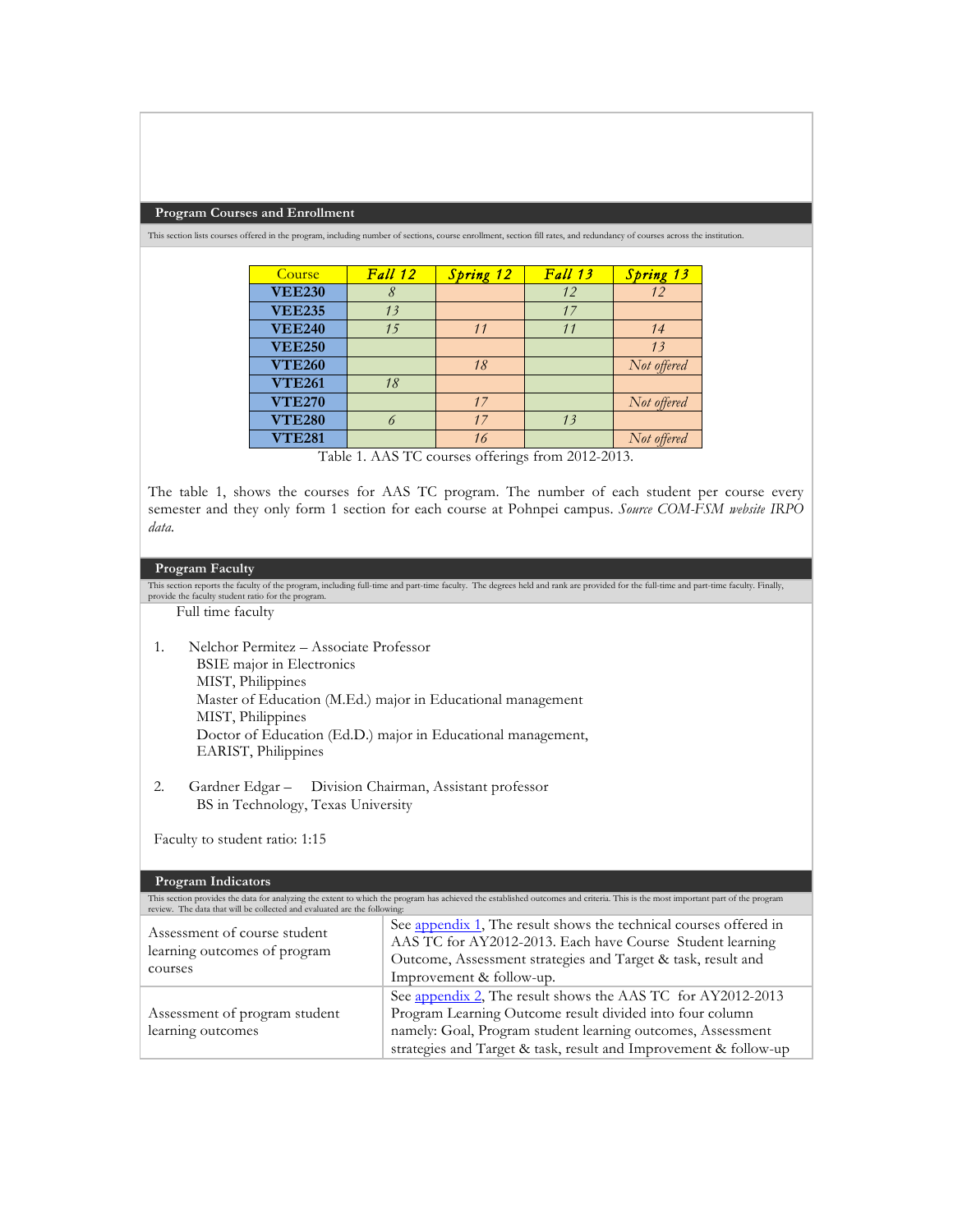## Program Courses and Enrollment

This section lists courses offered in the program, including number of sections, course enrollment, section fill rates, and redundancy of courses across the institution.

| Course | *Fall 12* | *Spring 12* | *Fall 13* | *Spring 13* |
|---|---|---|---|---|
| **VEE230** | *8* | | *12* | *12* |
| **VEE235** | *13* | | *17* | |
| **VEE240** | *15* | *11* | *11* | *14* |
| **VEE250** | | | | *13* |
| **VTE260** | | *18* | | *Not offered* |
| **VTE261** | *18* | | | |
| **VTE270** | | *17* | | *Not offered* |
| **VTE280** | *6* | *17* | *13* | |
| **VTE281** | | *16* | | *Not offered* |

Table 1. AAS TC courses offerings from 2012-2013.

The table 1, shows the courses for AAS TC program. The number of each student per course every semester and they only form 1 section for each course at Pohnpei campus. *Source COM-FSM website IRPO data.*

## Program Faculty

This section reports the faculty of the program, including full-time and part-time faculty. The degrees held and rank are provided for the full-time and part-time faculty. Finally, provide the faculty student ratio for the program.

Full time faculty

1. Nelchor Permitez – Associate Professor
   BSIE major in Electronics
   MIST, Philippines
   Master of Education (M.Ed.) major in Educational management
   MIST, Philippines
   Doctor of Education (Ed.D.) major in Educational management,
   EARIST, Philippines

2. Gardner Edgar – Division Chairman, Assistant professor
   BS in Technology, Texas University

Faculty to student ratio: 1:15

## Program Indicators

This section provides the data for analyzing the extent to which the program has achieved the established outcomes and criteria. This is the most important part of the program review. The data that will be collected and evaluated are the following:

| | |
|---|---|
| Assessment of course student learning outcomes of program courses | See appendix 1, The result shows the technical courses offered in AAS TC for AY2012-2013. Each have Course Student learning Outcome, Assessment strategies and Target & task, result and Improvement & follow-up. |
| Assessment of program student learning outcomes | See appendix 2, The result shows the AAS TC for AY2012-2013 Program Learning Outcome result divided into four column namely: Goal, Program student learning outcomes, Assessment strategies and Target & task, result and Improvement & follow-up |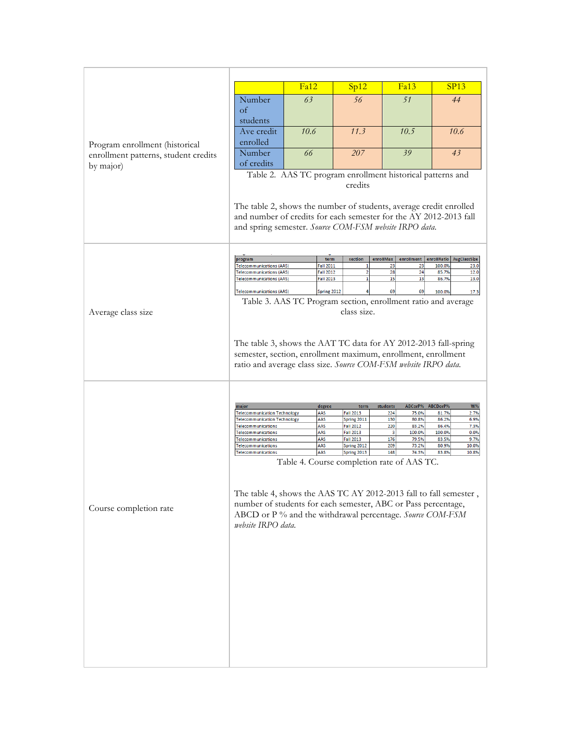| | |
|---|---|
| Program enrollment (historical enrollment patterns, student credits by major) | (see Table 2 below) |

| | Fa12 | Sp12 | Fa13 | SP13 |
|---|---|---|---|---|
| Number of students | *63* | *56* | *51* | *44* |
| Ave credit enrolled | *10.6* | *11.3* | *10.5* | *10.6* |
| Number of credits | *66* | *207* | *39* | *43* |

Table 2. AAS TC program enrollment historical patterns and credits

The table 2, shows the number of students, average credit enrolled and number of credits for each semester for the AY 2012-2013 fall and spring semester. *Source COM-FSM website IRPO data.*

**Average class size**

| program | term | section | enrollMax | enrollment | enrollRatio | AvgClassSize |
|---|---|---|---|---|---|---|
| Telecommunications (AAS) | Fall 2011 | 1 | 23 | 23 | 100.0% | 23.0 |
| Telecommunications (AAS) | Fall 2012 | 2 | 28 | 24 | 85.7% | 12.0 |
| Telecommunications (AAS) | Fall 2013 | 1 | 15 | 13 | 86.7% | 13.0 |
| Telecommunications (AAS) | Spring 2012 | 4 | 69 | 69 | 100.0% | 17.3 |

Table 3. AAS TC Program section, enrollment ratio and average class size.

The table 3, shows the AAT TC data for AY 2012-2013 fall-spring semester, section, enrollment maximum, enrollment, enrollment ratio and average class size. *Source COM-FSM website IRPO data.*

**Course completion rate**

| major | degree | term | students | ABCorP% | ABCDorP% | W% |
|---|---|---|---|---|---|---|
| Telecommunication Technology | AAS | Fall 2013 | 224 | 75.0% | 81.7% | 2.7% |
| Telecommunication Technology | AAS | Spring 2011 | 130 | 80.8% | 86.2% | 6.9% |
| Telecommunications | AAS | Fall 2012 | 220 | 83.2% | 86.4% | 7.3% |
| Telecommunications | AAS | Fall 2013 | 3 | 100.0% | 100.0% | 0.0% |
| Telecommunications | AAS | Fall 2013 | 176 | 79.5% | 83.5% | 9.7% |
| Telecommunications | AAS | Spring 2012 | 209 | 73.2% | 80.9% | 10.0% |
| Telecommunications | AAS | Spring 2013 | 148 | 74.3% | 83.8% | 10.8% |

Table 4. Course completion rate of AAS TC.

The table 4, shows the AAS TC AY 2012-2013 fall to fall semester , number of students for each semester, ABC or Pass percentage, ABCD or P % and the withdrawal percentage. *Source COM-FSM website IRPO data.*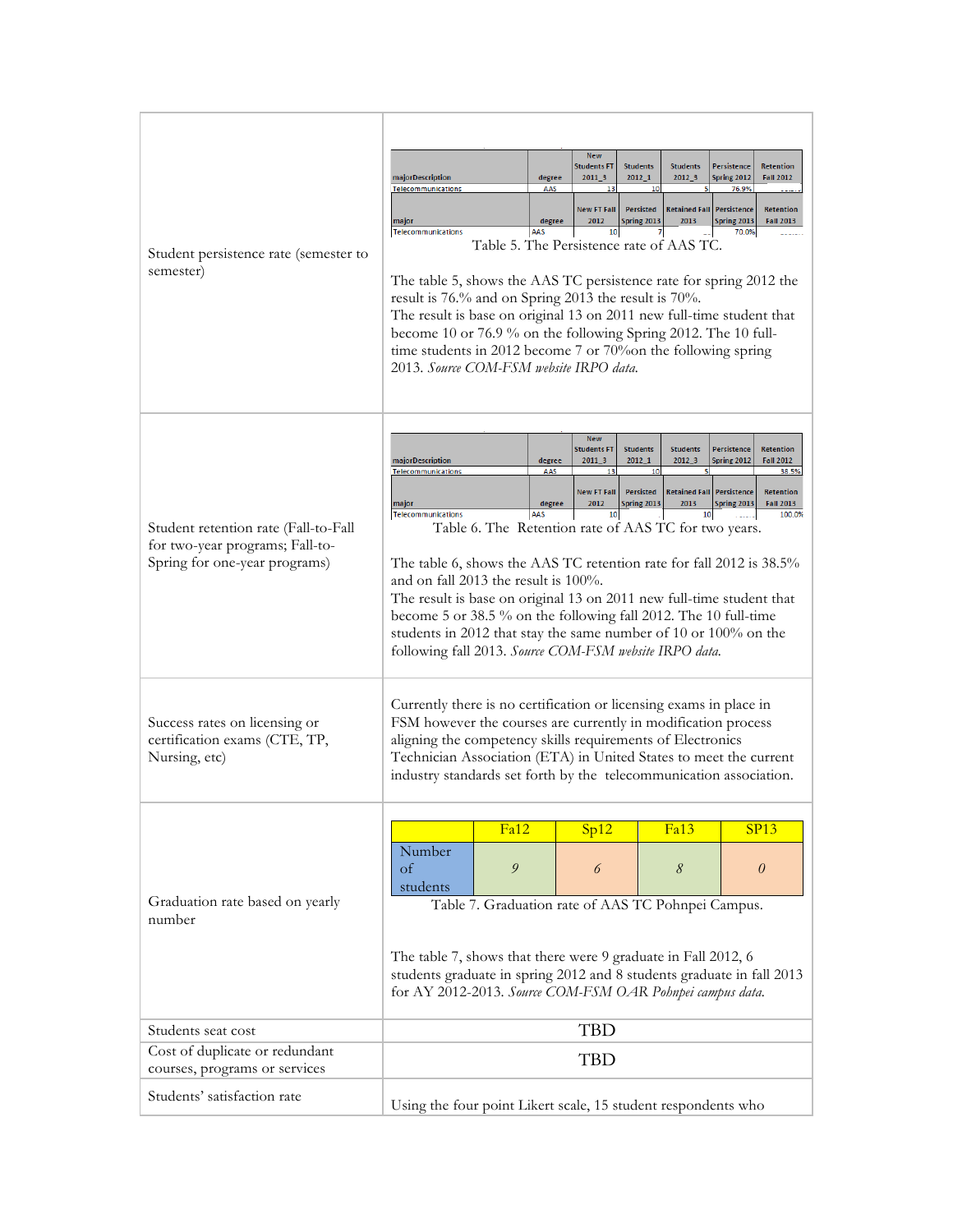| | |
|---|---|
| Student persistence rate (semester to semester) | (embedded table below) |

| majorDescription | degree | New Students FT 2011_3 | Students 2012_1 | Students 2012_3 | Persistence Spring 2012 | Retention Fall 2012 |
|---|---|---|---|---|---|---|
| Telecommunications | AAS | 13 | 10 | 5 | 76.9% | |

| major | degree | New FT Fall 2012 | Persisted Spring 2013 | Retained Fall 2013 | Persistence Spring 2013 | Retention Fall 2013 |
|---|---|---|---|---|---|---|
| Telecommunications | AAS | 10 | 7 | | 70.0% | |

Table 5. The Persistence rate of AAS TC.

The table 5, shows the AAS TC persistence rate for spring 2012 the result is 76.% and on Spring 2013 the result is 70%.
The result is base on original 13 on 2011 new full-time student that become 10 or 76.9 % on the following Spring 2012. The 10 full-time students in 2012 become 7 or 70%on the following spring 2013. *Source COM-FSM website IRPO data.*

**Student retention rate (Fall-to-Fall for two-year programs; Fall-to-Spring for one-year programs)**

| majorDescription | degree | New Students FT 2011_3 | Students 2012_1 | Students 2012_3 | Persistence Spring 2012 | Retention Fall 2012 |
|---|---|---|---|---|---|---|
| Telecommunications | AAS | 13 | 10 | 5 | | 38.5% |

| major | degree | New FT Fall 2012 | Persisted Spring 2013 | Retained Fall 2013 | Persistence Spring 2013 | Retention Fall 2013 |
|---|---|---|---|---|---|---|
| Telecommunications | AAS | 10 | | 10 | | 100.0% |

Table 6. The Retention rate of AAS TC for two years.

The table 6, shows the AAS TC retention rate for fall 2012 is 38.5% and on fall 2013 the result is 100%.
The result is base on original 13 on 2011 new full-time student that become 5 or 38.5 % on the following fall 2012. The 10 full-time students in 2012 that stay the same number of 10 or 100% on the following fall 2013. *Source COM-FSM website IRPO data.*

**Success rates on licensing or certification exams (CTE, TP, Nursing, etc)**

Currently there is no certification or licensing exams in place in FSM however the courses are currently in modification process aligning the competency skills requirements of Electronics Technician Association (ETA) in United States to meet the current industry standards set forth by the telecommunication association.

**Graduation rate based on yearly number**

| | Fa12 | Sp12 | Fa13 | SP13 |
|---|---|---|---|---|
| Number of students | *9* | *6* | *8* | *0* |

Table 7. Graduation rate of AAS TC Pohnpei Campus.

The table 7, shows that there were 9 graduate in Fall 2012, 6 students graduate in spring 2012 and 8 students graduate in fall 2013 for AY 2012-2013. *Source COM-FSM OAR Pohnpei campus data.*

| | |
|---|---|
| Students seat cost | TBD |
| Cost of duplicate or redundant courses, programs or services | TBD |
| Students' satisfaction rate | Using the four point Likert scale, 15 student respondents who |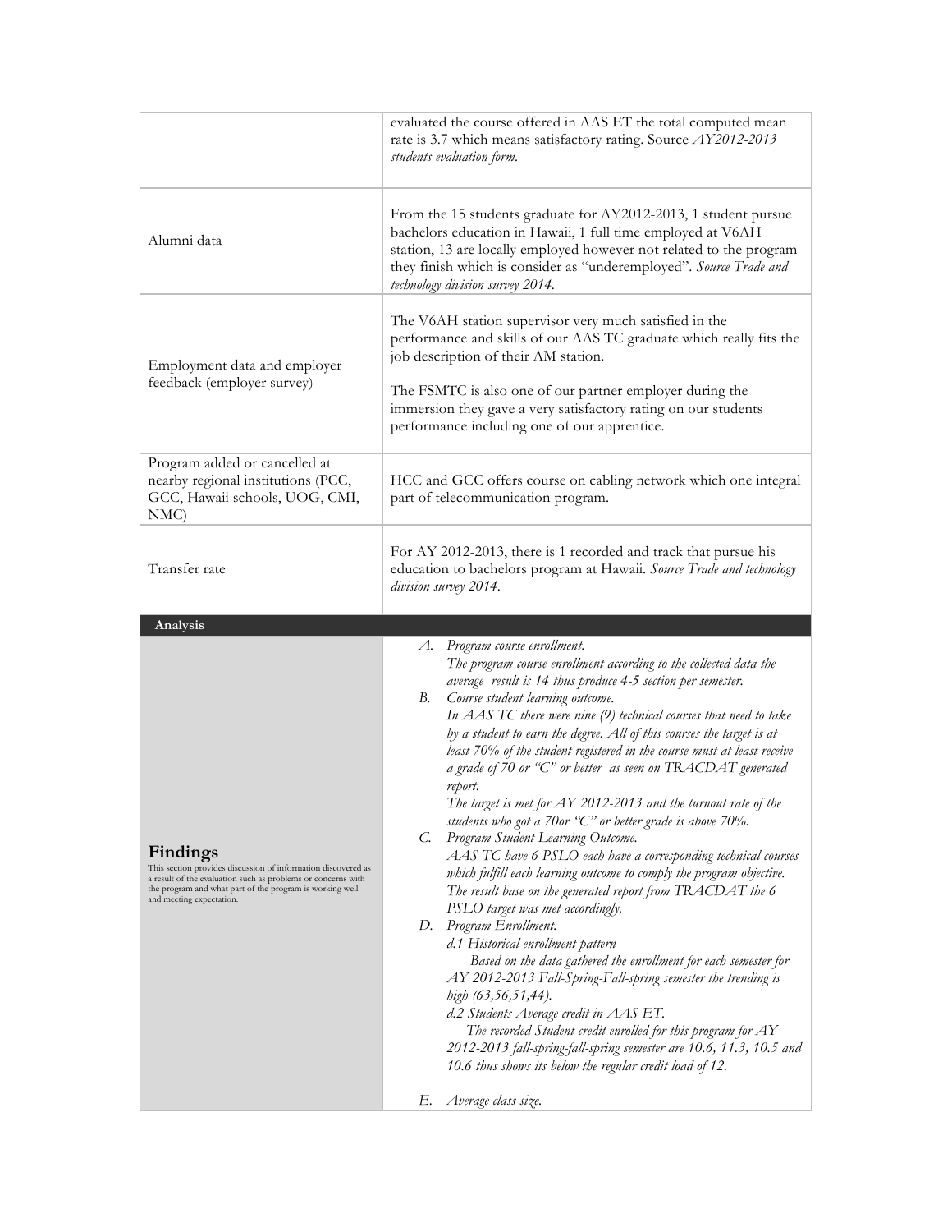| | |
|---|---|
| | evaluated the course offered in AAS ET the total computed mean rate is 3.7 which means satisfactory rating. Source *AY2012-2013 students evaluation form.* |
| Alumni data | From the 15 students graduate for AY2012-2013, 1 student pursue bachelors education in Hawaii, 1 full time employed at V6AH station, 13 are locally employed however not related to the program they finish which is consider as "underemployed". *Source Trade and technology division survey 2014.* |
| Employment data and employer feedback (employer survey) | The V6AH station supervisor very much satisfied in the performance and skills of our AAS TC graduate which really fits the job description of their AM station.<br><br>The FSMTC is also one of our partner employer during the immersion they gave a very satisfactory rating on our students performance including one of our apprentice. |
| Program added or cancelled at nearby regional institutions (PCC, GCC, Hawaii schools, UOG, CMI, NMC) | HCC and GCC offers course on cabling network which one integral part of telecommunication program. |
| Transfer rate | For AY 2012-2013, there is 1 recorded and track that pursue his education to bachelors program at Hawaii. *Source Trade and technology division survey 2014.* |
| **Analysis** | |
| **Findings**<br>This section provides discussion of information discovered as a result of the evaluation such as problems or concerns with the program and what part of the program is working well and meeting expectation. | *A. Program course enrollment.*<br>*The program course enrollment according to the collected data the average result is 14 thus produce 4-5 section per semester.*<br>*B. Course student learning outcome.*<br>*In AAS TC there were nine (9) technical courses that need to take by a student to earn the degree. All of this courses the target is at least 70% of the student registered in the course must at least receive a grade of 70 or "C" or better as seen on TRACDAT generated report.*<br>*The target is met for AY 2012-2013 and the turnout rate of the students who got a 70or "C" or better grade is above 70%.*<br>*C. Program Student Learning Outcome.*<br>*AAS TC have 6 PSLO each have a corresponding technical courses which fulfill each learning outcome to comply the program objective. The result base on the generated report from TRACDAT the 6 PSLO target was met accordingly.*<br>*D. Program Enrollment.*<br>*d.1 Historical enrollment pattern*<br>*Based on the data gathered the enrollment for each semester for AY 2012-2013 Fall-Spring-Fall-spring semester the trending is high (63,56,51,44).*<br>*d.2 Students Average credit in AAS ET.*<br>*The recorded Student credit enrolled for this program for AY 2012-2013 fall-spring-fall-spring semester are 10.6, 11.3, 10.5 and 10.6 thus shows its below the regular credit load of 12.*<br><br>*E. Average class size.* |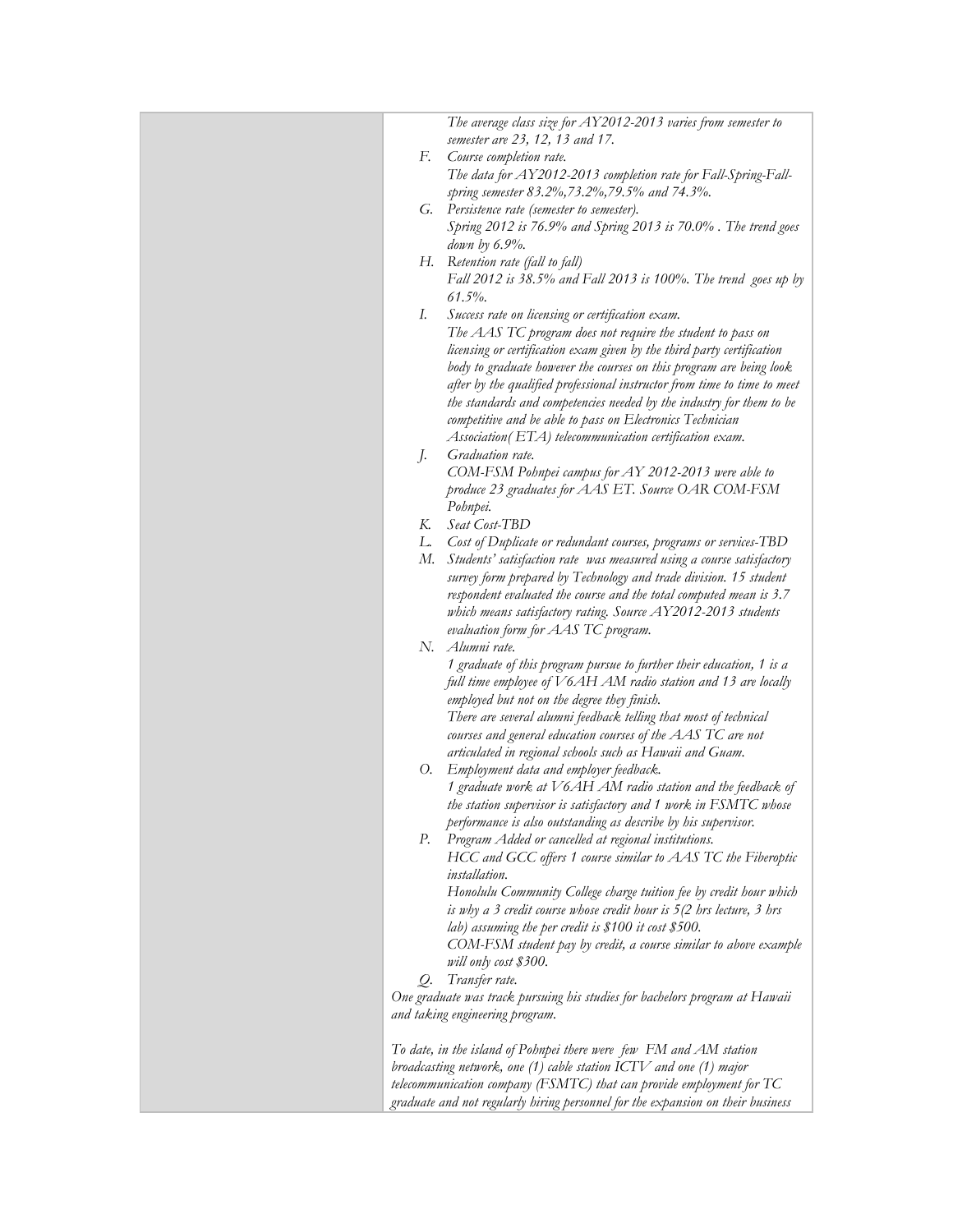| | The average class size for AY2012-2013 varies from semester to semester are 23, 12, 13 and 17.<br>F. Course completion rate.<br>The data for AY2012-2013 completion rate for Fall-Spring-Fall-spring semester 83.2%,73.2%,79.5% and 74.3%.<br>G. Persistence rate (semester to semester).<br>Spring 2012 is 76.9% and Spring 2013 is 70.0% . The trend goes down by 6.9%.<br>H. Retention rate (fall to fall)<br>Fall 2012 is 38.5% and Fall 2013 is 100%. The trend goes up by 61.5%.<br>I. Success rate on licensing or certification exam.<br>The AAS TC program does not require the student to pass on licensing or certification exam given by the third party certification body to graduate however the courses on this program are being look after by the qualified professional instructor from time to time to meet the standards and competencies needed by the industry for them to be competitive and be able to pass on Electronics Technician Association( ETA) telecommunication certification exam.<br>J. Graduation rate.<br>COM-FSM Pohnpei campus for AY 2012-2013 were able to produce 23 graduates for AAS ET. Source OAR COM-FSM Pohnpei.<br>K. Seat Cost-TBD<br>L. Cost of Duplicate or redundant courses, programs or services-TBD<br>M. Students' satisfaction rate was measured using a course satisfactory survey form prepared by Technology and trade division. 15 student respondent evaluated the course and the total computed mean is 3.7 which means satisfactory rating. Source AY2012-2013 students evaluation form for AAS TC program.<br>N. Alumni rate.<br>1 graduate of this program pursue to further their education, 1 is a full time employee of V6AH AM radio station and 13 are locally employed but not on the degree they finish.<br>There are several alumni feedback telling that most of technical courses and general education courses of the AAS TC are not articulated in regional schools such as Hawaii and Guam.<br>O. Employment data and employer feedback.<br>1 graduate work at V6AH AM radio station and the feedback of the station supervisor is satisfactory and 1 work in FSMTC whose performance is also outstanding as describe by his supervisor.<br>P. Program Added or cancelled at regional institutions.<br>HCC and GCC offers 1 course similar to AAS TC the Fiberoptic installation.<br>Honolulu Community College charge tuition fee by credit hour which is why a 3 credit course whose credit hour is 5(2 hrs lecture, 3 hrs lab) assuming the per credit is \$100 it cost \$500.<br>COM-FSM student pay by credit, a course similar to above example will only cost \$300.<br>Q. Transfer rate.<br>One graduate was track pursuing his studies for bachelors program at Hawaii and taking engineering program.<br><br>To date, in the island of Pohnpei there were few FM and AM station broadcasting network, one (1) cable station ICTV and one (1) major telecommunication company (FSMTC) that can provide employment for TC graduate and not regularly hiring personnel for the expansion on their business |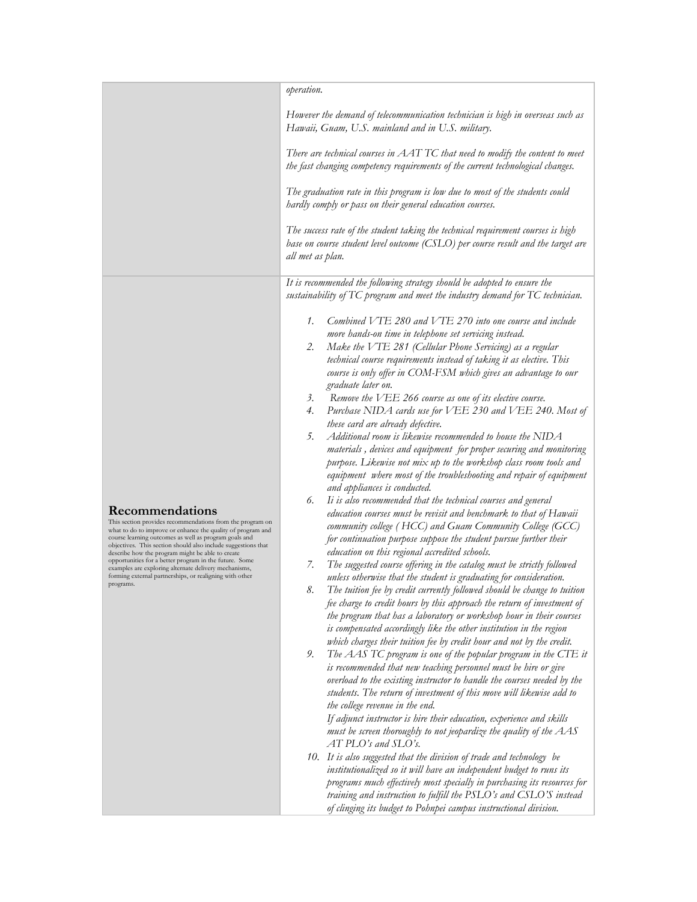| | |
|---|---|
| | *operation.*<br><br>*However the demand of telecommunication technician is high in overseas such as Hawaii, Guam, U.S. mainland and in U.S. military.*<br><br>*There are technical courses in AAT TC that need to modify the content to meet the fast changing competency requirements of the current technological changes.*<br><br>*The graduation rate in this program is low due to most of the students could hardly comply or pass on their general education courses.*<br><br>*The success rate of the student taking the technical requirement courses is high base on course student level outcome (CSLO) per course result and the target are all met as plan.* |
| **Recommendations**<br>This section provides recommendations from the program on what to do to improve or enhance the quality of program and course learning outcomes as well as program goals and objectives. This section should also include suggestions that describe how the program might be able to create opportunities for a better program in the future. Some examples are exploring alternate delivery mechanisms, forming external partnerships, or realigning with other programs. | *It is recommended the following strategy should be adopted to ensure the sustainability of TC program and meet the industry demand for TC technician.*<br><br>1. *Combined VTE 280 and VTE 270 into one course and include more hands-on time in telephone set servicing instead.*<br>2. *Make the VTE 281 (Cellular Phone Servicing) as a regular technical course requirements instead of taking it as elective. This course is only offer in COM-FSM which gives an advantage to our graduate later on.*<br>3. *Remove the VEE 266 course as one of its elective course.*<br>4. *Purchase NIDA cards use for VEE 230 and VEE 240. Most of these card are already defective.*<br>5. *Additional room is likewise recommended to house the NIDA materials , devices and equipment for proper securing and monitoring purpose. Likewise not mix up to the workshop class room tools and equipment where most of the troubleshooting and repair of equipment and appliances is conducted.*<br>6. *Ii is also recommended that the technical courses and general education courses must be revisit and benchmark to that of Hawaii community college ( HCC) and Guam Community College (GCC) for continuation purpose suppose the student pursue further their education on this regional accredited schools.*<br>7. *The suggested course offering in the catalog must be strictly followed unless otherwise that the student is graduating for consideration.*<br>8. *The tuition fee by credit currently followed should be change to tuition fee charge to credit hours by this approach the return of investment of the program that has a laboratory or workshop hour in their courses is compensated accordingly like the other institution in the region which charges their tuition fee by credit hour and not by the credit.*<br>9. *The AAS TC program is one of the popular program in the CTE it is recommended that new teaching personnel must be hire or give overload to the existing instructor to handle the courses needed by the students. The return of investment of this move will likewise add to the college revenue in the end.*<br>*If adjunct instructor is hire their education, experience and skills must be screen thoroughly to not jeopardize the quality of the AAS AT PLO's and SLO's.*<br>10. *It is also suggested that the division of trade and technology be institutionalized so it will have an independent budget to runs its programs much effectively most specially in purchasing its resources for training and instruction to fulfill the PSLO's and CSLO'S instead of clinging its budget to Pohnpei campus instructional division.* |